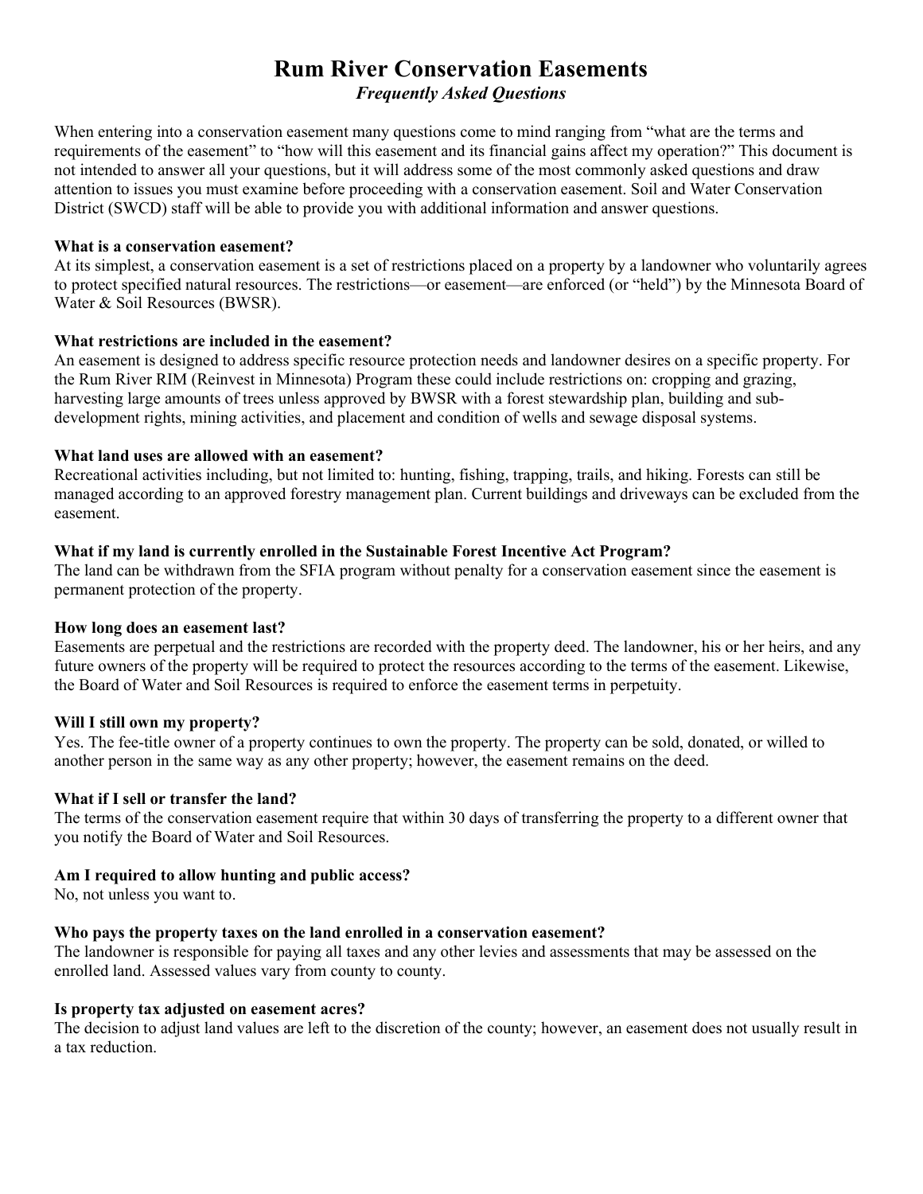# Rum River Conservation Easements

***Frequently Asked Questions***

When entering into a conservation easement many questions come to mind ranging from "what are the terms and requirements of the easement" to "how will this easement and its financial gains affect my operation?" This document is not intended to answer all your questions, but it will address some of the most commonly asked questions and draw attention to issues you must examine before proceeding with a conservation easement. Soil and Water Conservation District (SWCD) staff will be able to provide you with additional information and answer questions.

**What is a conservation easement?**

At its simplest, a conservation easement is a set of restrictions placed on a property by a landowner who voluntarily agrees to protect specified natural resources. The restrictions—or easement—are enforced (or "held") by the Minnesota Board of Water & Soil Resources (BWSR).

**What restrictions are included in the easement?**

An easement is designed to address specific resource protection needs and landowner desires on a specific property. For the Rum River RIM (Reinvest in Minnesota) Program these could include restrictions on: cropping and grazing, harvesting large amounts of trees unless approved by BWSR with a forest stewardship plan, building and sub-development rights, mining activities, and placement and condition of wells and sewage disposal systems.

**What land uses are allowed with an easement?**

Recreational activities including, but not limited to: hunting, fishing, trapping, trails, and hiking. Forests can still be managed according to an approved forestry management plan. Current buildings and driveways can be excluded from the easement.

**What if my land is currently enrolled in the Sustainable Forest Incentive Act Program?**

The land can be withdrawn from the SFIA program without penalty for a conservation easement since the easement is permanent protection of the property.

**How long does an easement last?**

Easements are perpetual and the restrictions are recorded with the property deed. The landowner, his or her heirs, and any future owners of the property will be required to protect the resources according to the terms of the easement. Likewise, the Board of Water and Soil Resources is required to enforce the easement terms in perpetuity.

**Will I still own my property?**

Yes. The fee-title owner of a property continues to own the property. The property can be sold, donated, or willed to another person in the same way as any other property; however, the easement remains on the deed.

**What if I sell or transfer the land?**

The terms of the conservation easement require that within 30 days of transferring the property to a different owner that you notify the Board of Water and Soil Resources.

**Am I required to allow hunting and public access?**

No, not unless you want to.

**Who pays the property taxes on the land enrolled in a conservation easement?**

The landowner is responsible for paying all taxes and any other levies and assessments that may be assessed on the enrolled land. Assessed values vary from county to county.

**Is property tax adjusted on easement acres?**

The decision to adjust land values are left to the discretion of the county; however, an easement does not usually result in a tax reduction.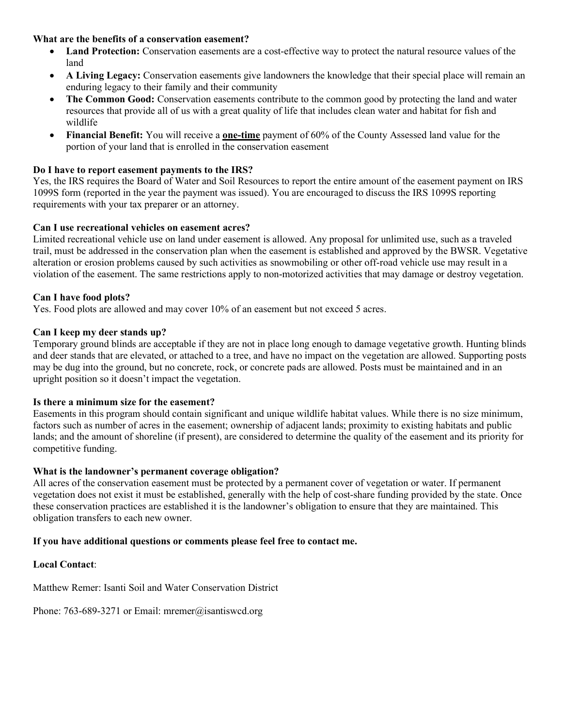**What are the benefits of a conservation easement?**

- **Land Protection:** Conservation easements are a cost-effective way to protect the natural resource values of the land
- **A Living Legacy:** Conservation easements give landowners the knowledge that their special place will remain an enduring legacy to their family and their community
- **The Common Good:** Conservation easements contribute to the common good by protecting the land and water resources that provide all of us with a great quality of life that includes clean water and habitat for fish and wildlife
- **Financial Benefit:** You will receive a **one-time** payment of 60% of the County Assessed land value for the portion of your land that is enrolled in the conservation easement

**Do I have to report easement payments to the IRS?**

Yes, the IRS requires the Board of Water and Soil Resources to report the entire amount of the easement payment on IRS 1099S form (reported in the year the payment was issued). You are encouraged to discuss the IRS 1099S reporting requirements with your tax preparer or an attorney.

**Can I use recreational vehicles on easement acres?**

Limited recreational vehicle use on land under easement is allowed. Any proposal for unlimited use, such as a traveled trail, must be addressed in the conservation plan when the easement is established and approved by the BWSR. Vegetative alteration or erosion problems caused by such activities as snowmobiling or other off-road vehicle use may result in a violation of the easement. The same restrictions apply to non-motorized activities that may damage or destroy vegetation.

**Can I have food plots?**

Yes. Food plots are allowed and may cover 10% of an easement but not exceed 5 acres.

**Can I keep my deer stands up?**

Temporary ground blinds are acceptable if they are not in place long enough to damage vegetative growth. Hunting blinds and deer stands that are elevated, or attached to a tree, and have no impact on the vegetation are allowed. Supporting posts may be dug into the ground, but no concrete, rock, or concrete pads are allowed. Posts must be maintained and in an upright position so it doesn't impact the vegetation.

**Is there a minimum size for the easement?**

Easements in this program should contain significant and unique wildlife habitat values. While there is no size minimum, factors such as number of acres in the easement; ownership of adjacent lands; proximity to existing habitats and public lands; and the amount of shoreline (if present), are considered to determine the quality of the easement and its priority for competitive funding.

**What is the landowner's permanent coverage obligation?**

All acres of the conservation easement must be protected by a permanent cover of vegetation or water. If permanent vegetation does not exist it must be established, generally with the help of cost-share funding provided by the state. Once these conservation practices are established it is the landowner's obligation to ensure that they are maintained. This obligation transfers to each new owner.

**If you have additional questions or comments please feel free to contact me.**

**Local Contact**:

Matthew Remer: Isanti Soil and Water Conservation District

Phone: 763-689-3271 or Email: mremer@isantiswcd.org